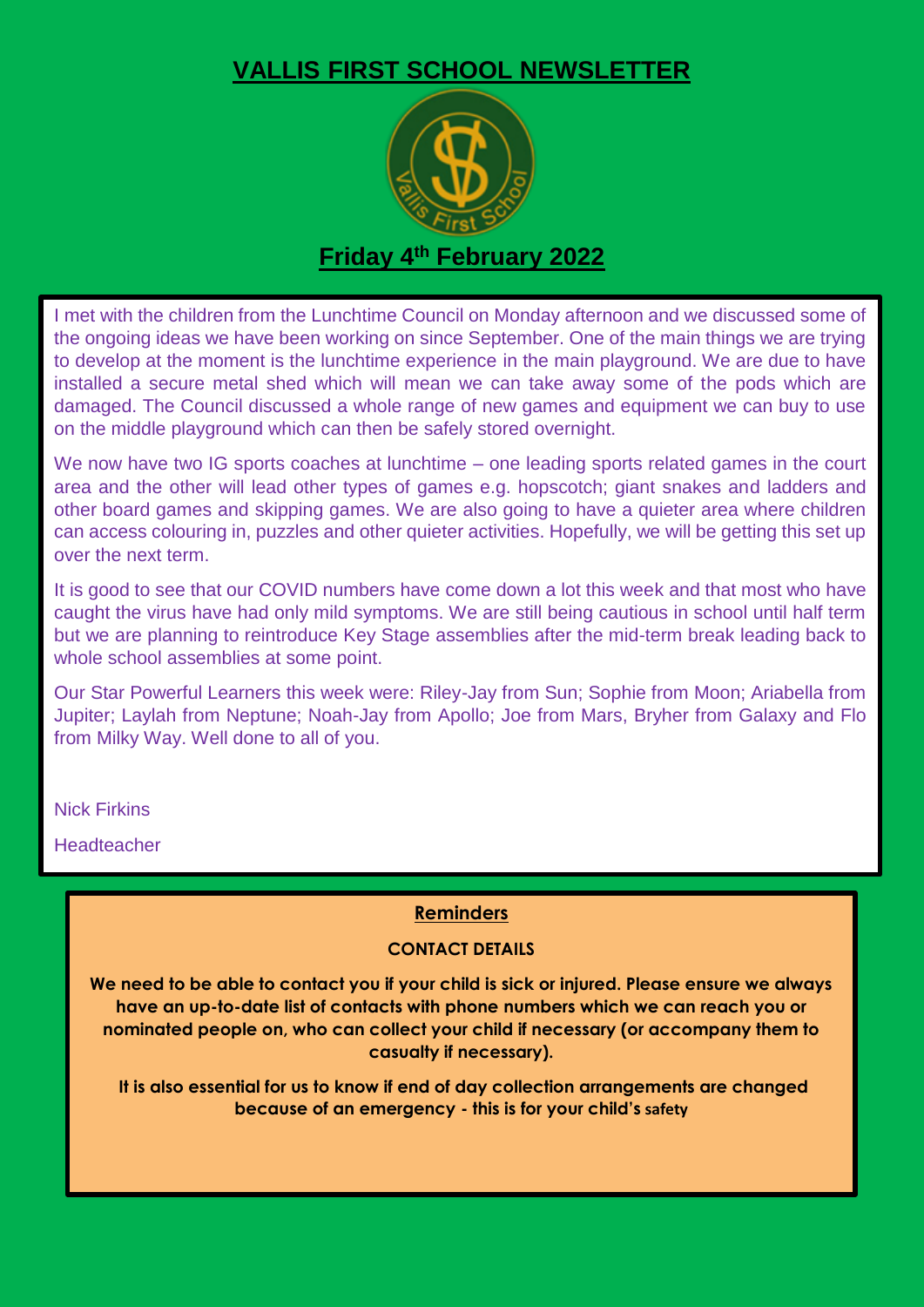# VALLIS FIRST SCHOOL NEWSLETTER

## Friday 4th February 2022

I met with the children from the Lunchtime Council on Monday afternoon and we discussed some of the ongoing ideas we have been working on since September. One of the main things we are trying to develop at the moment is the lunchtime experience in the main playground. We are due to have installed a secure metal shed which will mean we can take away some of the pods which are damaged. The Council discussed a whole range of new games and equipment we can buy to use on the middle playground which can then be safely stored overnight.

We now have two IG sports coaches at lunchtime – one leading sports related games in the court area and the other will lead other types of games e.g. hopscotch; giant snakes and ladders and other board games and skipping games. We are also going to have a quieter area where children can access colouring in, puzzles and other quieter activities. Hopefully, we will be getting this set up over the next term.

It is good to see that our COVID numbers have come down a lot this week and that most who have caught the virus have had only mild symptoms. We are still being cautious in school until half term but we are planning to reintroduce Key Stage assemblies after the mid-term break leading back to whole school assemblies at some point.

Our Star Powerful Learners this week were: Riley-Jay from Sun; Sophie from Moon; Ariabella from Jupiter; Laylah from Neptune; Noah-Jay from Apollo; Joe from Mars, Bryher from Galaxy and Flo from Milky Way. Well done to all of you.

Nick Firkins

Headteacher

### Reminders

**CONTACT DETAILS**

**We need to be able to contact you if your child is sick or injured. Please ensure we always have an up-to-date list of contacts with phone numbers which we can reach you or nominated people on, who can collect your child if necessary (or accompany them to casualty if necessary).**

**It is also essential for us to know if end of day collection arrangements are changed because of an emergency - this is for your child's safety**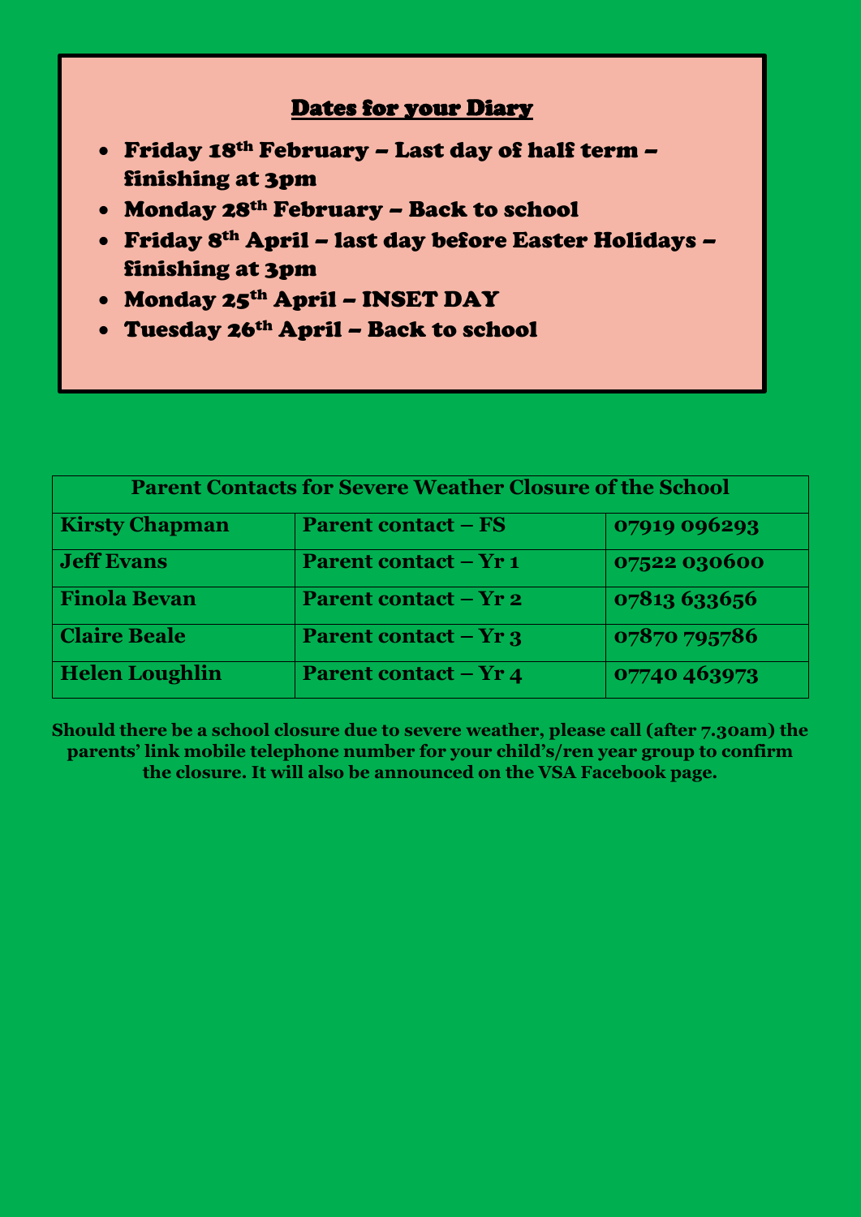## Dates for your Diary

- Friday 18th February – Last day of half term – finishing at 3pm
- Monday 28th February – Back to school
- Friday 8th April – last day before Easter Holidays – finishing at 3pm
- Monday 25th April – INSET DAY
- Tuesday 26th April – Back to school

| Parent Contacts for Severe Weather Closure of the School | | |
|---|---|---|
| **Kirsty Chapman** | **Parent contact – FS** | **07919 096293** |
| **Jeff Evans** | **Parent contact – Yr 1** | **07522 030600** |
| **Finola Bevan** | **Parent contact – Yr 2** | **07813 633656** |
| **Claire Beale** | **Parent contact – Yr 3** | **07870 795786** |
| **Helen Loughlin** | **Parent contact – Yr 4** | **07740 463973** |

**Should there be a school closure due to severe weather, please call (after 7.30am) the parents' link mobile telephone number for your child's/ren year group to confirm the closure. It will also be announced on the VSA Facebook page.**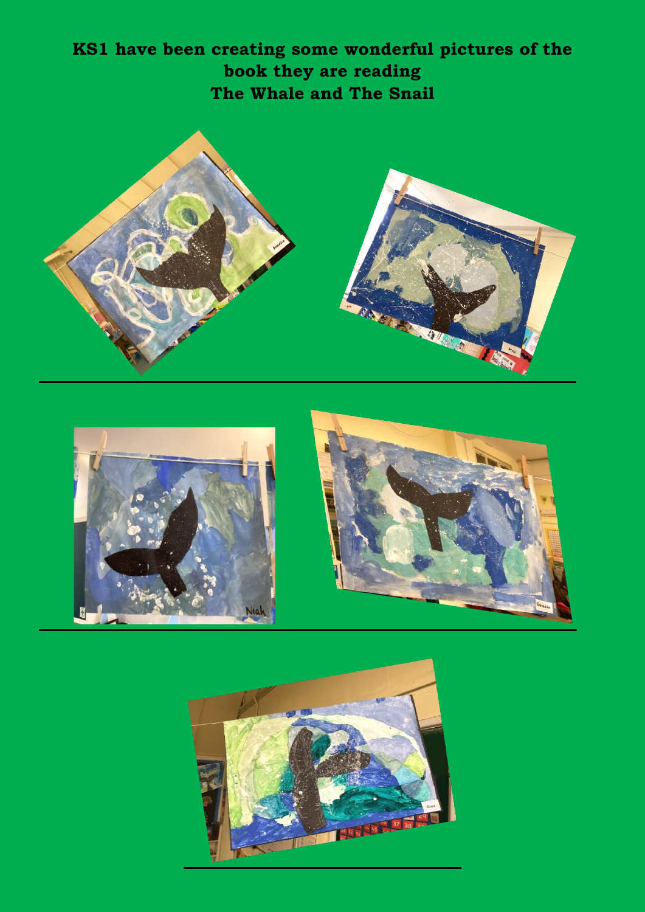**KS1 have been creating some wonderful pictures of the book they are reading**
**The Whale and The Snail**